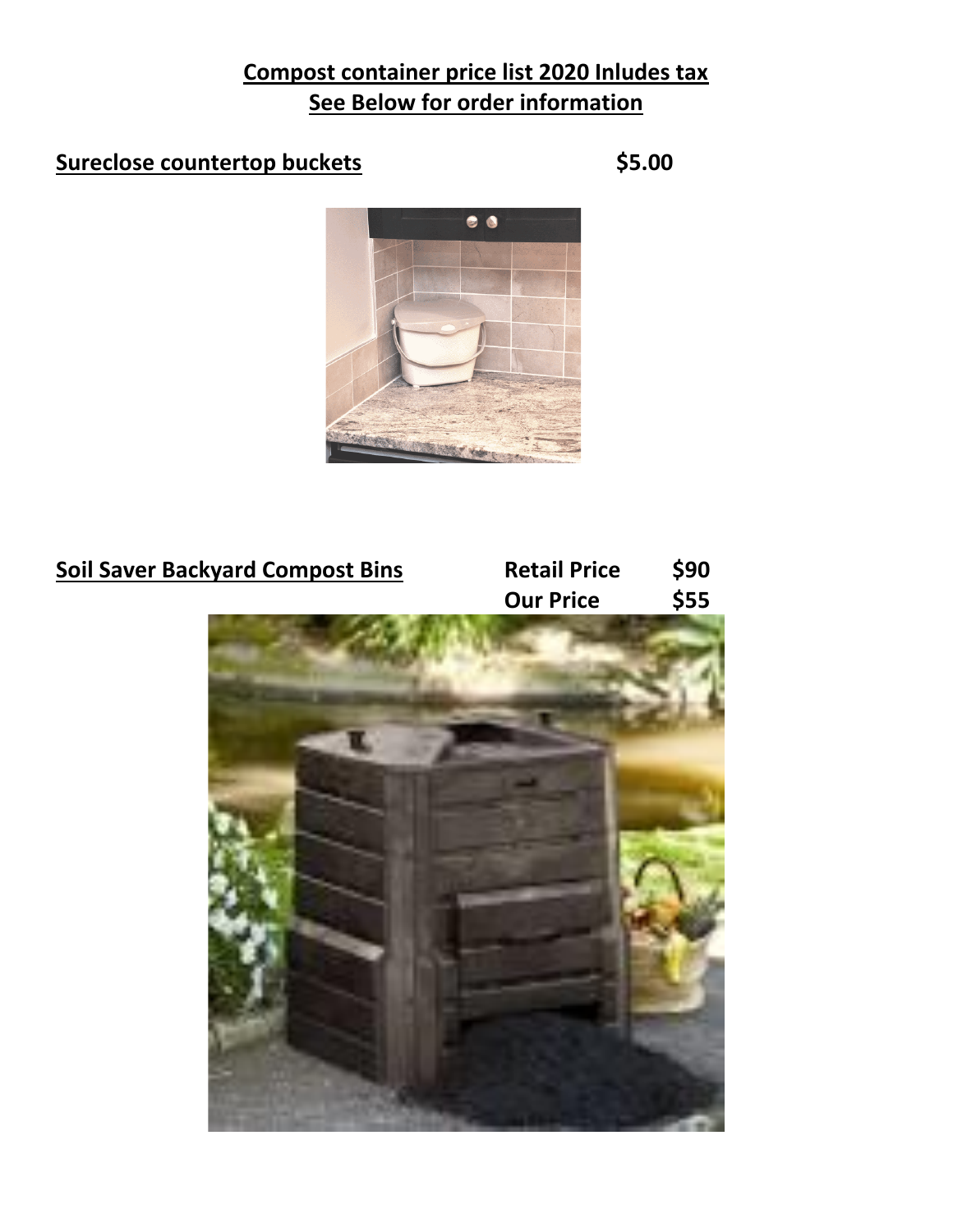**Compost container price list 2020 Inludes tax**
**See Below for order information**

**Sureclose countertop buckets** **$5.00**

**Soil Saver Backyard Compost Bins**

| | |
|---|---|
| **Retail Price** | **$90** |
| **Our Price** | **$55** |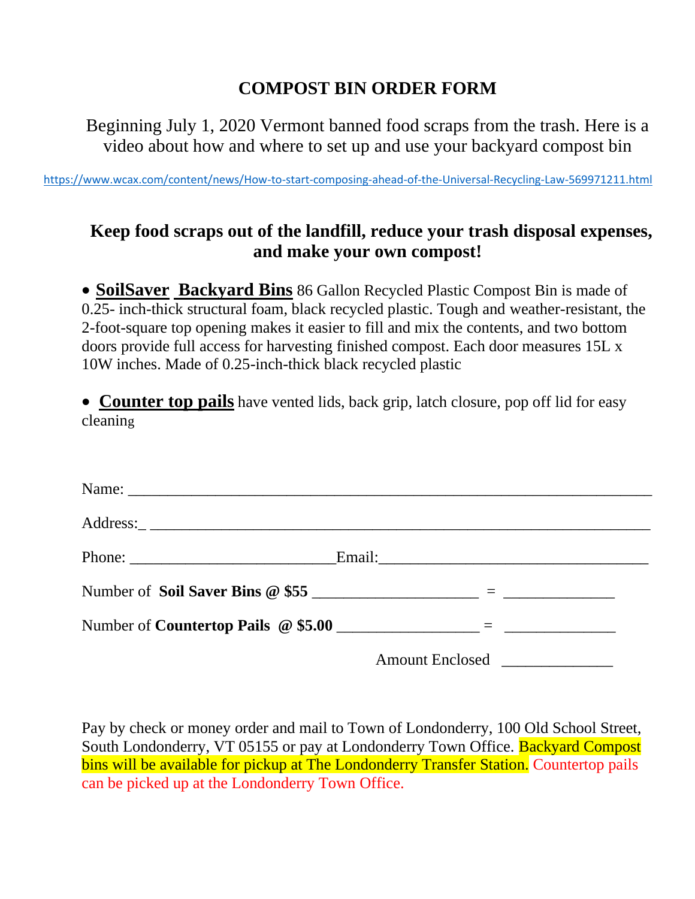# COMPOST BIN ORDER FORM

Beginning July 1, 2020 Vermont banned food scraps from the trash. Here is a video about how and where to set up and use your backyard compost bin

https://www.wcax.com/content/news/How-to-start-composing-ahead-of-the-Universal-Recycling-Law-569971211.html

## Keep food scraps out of the landfill, reduce your trash disposal expenses, and make your own compost!

- **SoilSaver Backyard Bins** 86 Gallon Recycled Plastic Compost Bin is made of 0.25- inch-thick structural foam, black recycled plastic. Tough and weather-resistant, the 2-foot-square top opening makes it easier to fill and mix the contents, and two bottom doors provide full access for harvesting finished compost. Each door measures 15L x 10W inches. Made of 0.25-inch-thick black recycled plastic

- **Counter top pails** have vented lids, back grip, latch closure, pop off lid for easy cleaning

Name: ___________________________________________________________________

Address:_ _________________________________________________________________

Phone: __________________________ Email:___________________________________

Number of **Soil Saver Bins @ $55** _____________________ = ______________

Number of **Countertop Pails @ $5.00** __________________ = ______________

Amount Enclosed ______________

Pay by check or money order and mail to Town of Londonderry, 100 Old School Street, South Londonderry, VT 05155 or pay at Londonderry Town Office. Backyard Compost bins will be available for pickup at The Londonderry Transfer Station. Countertop pails can be picked up at the Londonderry Town Office.